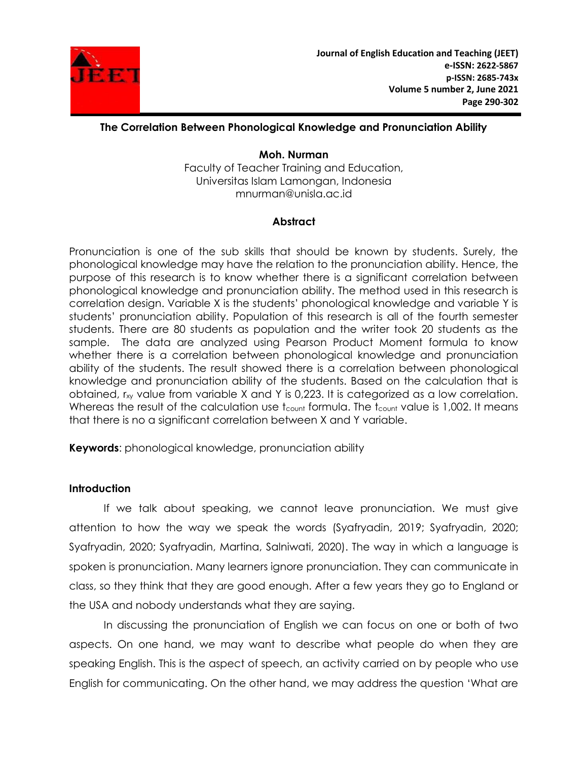# The Correlation Between Phonological Knowledge and Pronunciation Ability

**Moh. Nurman**
Faculty of Teacher Training and Education,
Universitas Islam Lamongan, Indonesia
mnurman@unisla.ac.id

## Abstract

Pronunciation is one of the sub skills that should be known by students. Surely, the phonological knowledge may have the relation to the pronunciation ability. Hence, the purpose of this research is to know whether there is a significant correlation between phonological knowledge and pronunciation ability. The method used in this research is correlation design. Variable X is the students' phonological knowledge and variable Y is students' pronunciation ability. Population of this research is all of the fourth semester students. There are 80 students as population and the writer took 20 students as the sample. The data are analyzed using Pearson Product Moment formula to know whether there is a correlation between phonological knowledge and pronunciation ability of the students. The result showed there is a correlation between phonological knowledge and pronunciation ability of the students. Based on the calculation that is obtained, $r_{xy}$ value from variable X and Y is 0,223. It is categorized as a low correlation. Whereas the result of the calculation use $t_{count}$ formula. The $t_{count}$ value is 1,002. It means that there is no a significant correlation between X and Y variable.

**Keywords**: phonological knowledge, pronunciation ability

## Introduction

If we talk about speaking, we cannot leave pronunciation. We must give attention to how the way we speak the words (Syafryadin, 2019; Syafryadin, 2020; Syafryadin, 2020; Syafryadin, Martina, Salniwati, 2020). The way in which a language is spoken is pronunciation. Many learners ignore pronunciation. They can communicate in class, so they think that they are good enough. After a few years they go to England or the USA and nobody understands what they are saying.

In discussing the pronunciation of English we can focus on one or both of two aspects. On one hand, we may want to describe what people do when they are speaking English. This is the aspect of speech, an activity carried on by people who use English for communicating. On the other hand, we may address the question 'What are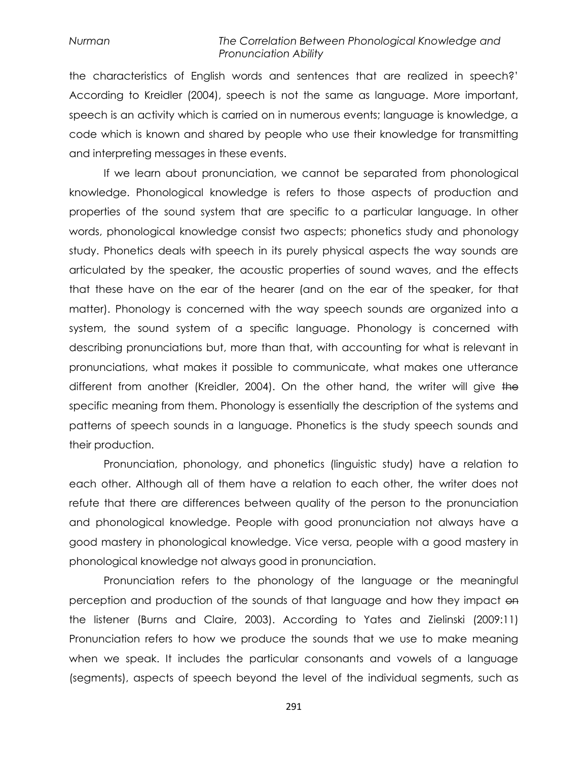the characteristics of English words and sentences that are realized in speech?' According to Kreidler (2004), speech is not the same as language. More important, speech is an activity which is carried on in numerous events; language is knowledge, a code which is known and shared by people who use their knowledge for transmitting and interpreting messages in these events.

If we learn about pronunciation, we cannot be separated from phonological knowledge. Phonological knowledge is refers to those aspects of production and properties of the sound system that are specific to a particular language. In other words, phonological knowledge consist two aspects; phonetics study and phonology study. Phonetics deals with speech in its purely physical aspects the way sounds are articulated by the speaker, the acoustic properties of sound waves, and the effects that these have on the ear of the hearer (and on the ear of the speaker, for that matter). Phonology is concerned with the way speech sounds are organized into a system, the sound system of a specific language. Phonology is concerned with describing pronunciations but, more than that, with accounting for what is relevant in pronunciations, what makes it possible to communicate, what makes one utterance different from another (Kreidler, 2004). On the other hand, the writer will give ~~the~~ specific meaning from them. Phonology is essentially the description of the systems and patterns of speech sounds in a language. Phonetics is the study speech sounds and their production.

Pronunciation, phonology, and phonetics (linguistic study) have a relation to each other. Although all of them have a relation to each other, the writer does not refute that there are differences between quality of the person to the pronunciation and phonological knowledge. People with good pronunciation not always have a good mastery in phonological knowledge. Vice versa, people with a good mastery in phonological knowledge not always good in pronunciation.

Pronunciation refers to the phonology of the language or the meaningful perception and production of the sounds of that language and how they impact ~~on~~ the listener (Burns and Claire, 2003). According to Yates and Zielinski (2009:11) Pronunciation refers to how we produce the sounds that we use to make meaning when we speak. It includes the particular consonants and vowels of a language (segments), aspects of speech beyond the level of the individual segments, such as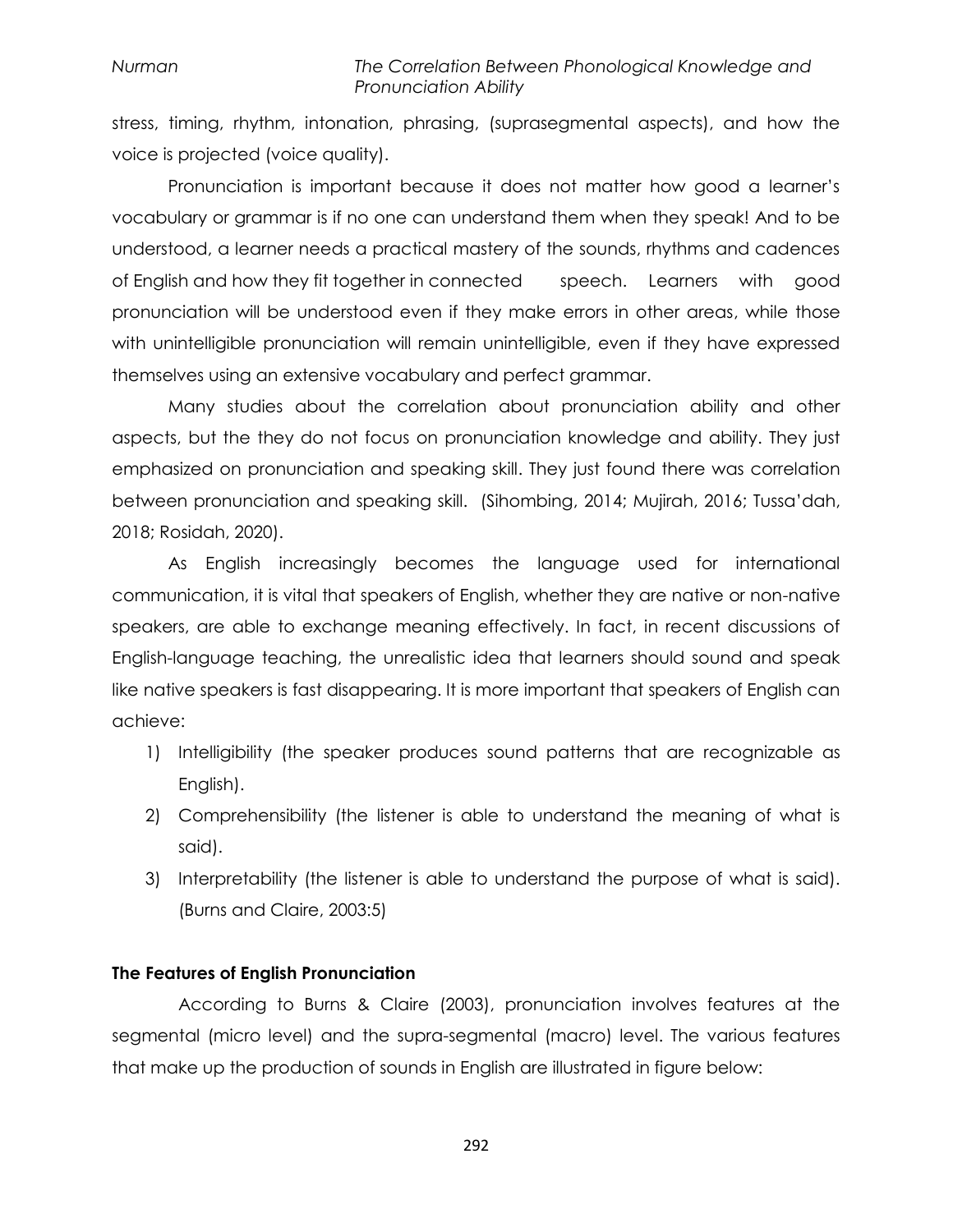stress, timing, rhythm, intonation, phrasing, (suprasegmental aspects), and how the voice is projected (voice quality).

Pronunciation is important because it does not matter how good a learner's vocabulary or grammar is if no one can understand them when they speak! And to be understood, a learner needs a practical mastery of the sounds, rhythms and cadences of English and how they fit together in connected speech. Learners with good pronunciation will be understood even if they make errors in other areas, while those with unintelligible pronunciation will remain unintelligible, even if they have expressed themselves using an extensive vocabulary and perfect grammar.

Many studies about the correlation about pronunciation ability and other aspects, but the they do not focus on pronunciation knowledge and ability. They just emphasized on pronunciation and speaking skill. They just found there was correlation between pronunciation and speaking skill. (Sihombing, 2014; Mujirah, 2016; Tussa'dah, 2018; Rosidah, 2020).

As English increasingly becomes the language used for international communication, it is vital that speakers of English, whether they are native or non-native speakers, are able to exchange meaning effectively. In fact, in recent discussions of English-language teaching, the unrealistic idea that learners should sound and speak like native speakers is fast disappearing. It is more important that speakers of English can achieve:

1) Intelligibility (the speaker produces sound patterns that are recognizable as English).
2) Comprehensibility (the listener is able to understand the meaning of what is said).
3) Interpretability (the listener is able to understand the purpose of what is said). (Burns and Claire, 2003:5)

**The Features of English Pronunciation**

According to Burns & Claire (2003), pronunciation involves features at the segmental (micro level) and the supra-segmental (macro) level. The various features that make up the production of sounds in English are illustrated in figure below: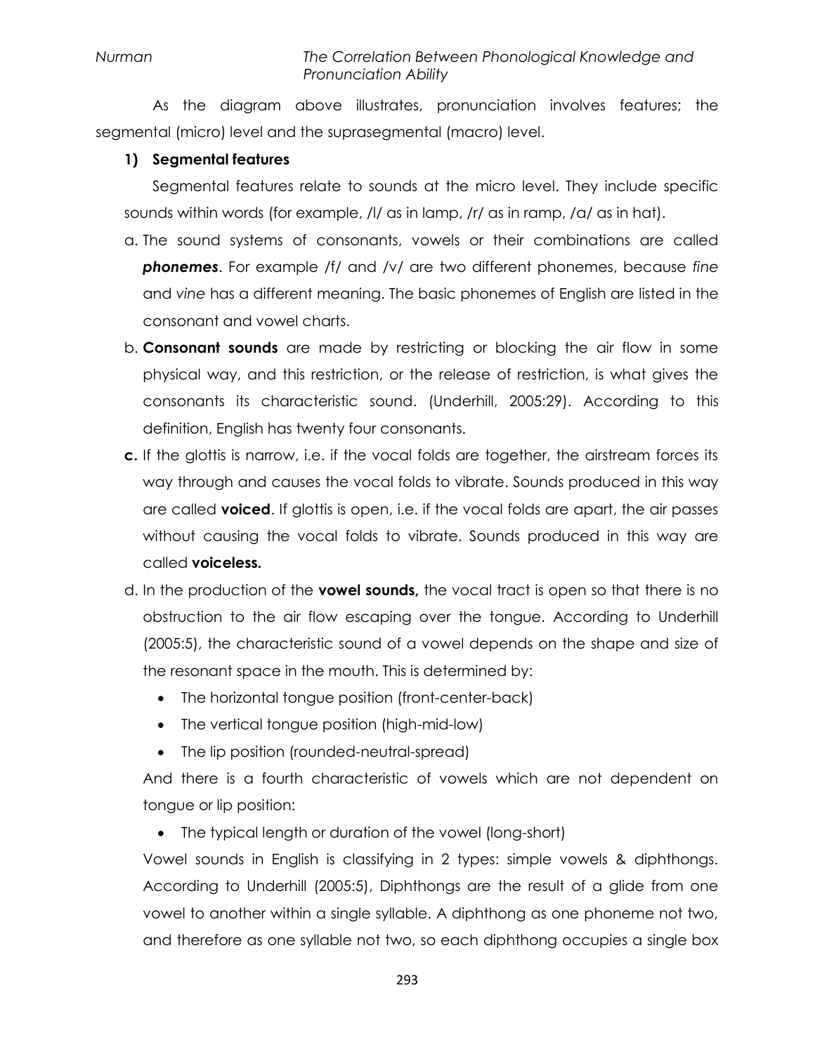As the diagram above illustrates, pronunciation involves features; the segmental (micro) level and the suprasegmental (macro) level.

**1) Segmental features**

Segmental features relate to sounds at the micro level. They include specific sounds within words (for example, /l/ as in lamp, /r/ as in ramp, /a/ as in hat).

a. The sound systems of consonants, vowels or their combinations are called ***phonemes***. For example /f/ and /v/ are two different phonemes, because *fine* and *vine* has a different meaning. The basic phonemes of English are listed in the consonant and vowel charts.

b. **Consonant sounds** are made by restricting or blocking the air flow in some physical way, and this restriction, or the release of restriction, is what gives the consonants its characteristic sound. (Underhill, 2005:29). According to this definition, English has twenty four consonants.

**c.** If the glottis is narrow, i.e. if the vocal folds are together, the airstream forces its way through and causes the vocal folds to vibrate. Sounds produced in this way are called **voiced**. If glottis is open, i.e. if the vocal folds are apart, the air passes without causing the vocal folds to vibrate. Sounds produced in this way are called **voiceless.**

d. In the production of the **vowel sounds,** the vocal tract is open so that there is no obstruction to the air flow escaping over the tongue. According to Underhill (2005:5), the characteristic sound of a vowel depends on the shape and size of the resonant space in the mouth. This is determined by:

- The horizontal tongue position (front-center-back)
- The vertical tongue position (high-mid-low)
- The lip position (rounded-neutral-spread)

And there is a fourth characteristic of vowels which are not dependent on tongue or lip position:

- The typical length or duration of the vowel (long-short)

Vowel sounds in English is classifying in 2 types: simple vowels & diphthongs. According to Underhill (2005:5), Diphthongs are the result of a glide from one vowel to another within a single syllable. A diphthong as one phoneme not two, and therefore as one syllable not two, so each diphthong occupies a single box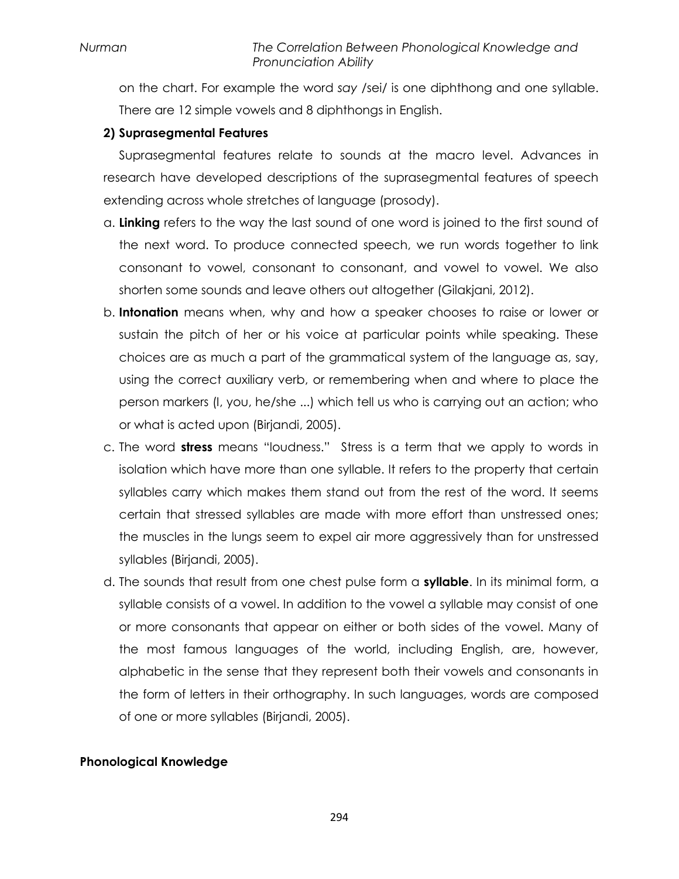on the chart. For example the word *say* /sei/ is one diphthong and one syllable. There are 12 simple vowels and 8 diphthongs in English.

**2) Suprasegmental Features**

Suprasegmental features relate to sounds at the macro level. Advances in research have developed descriptions of the suprasegmental features of speech extending across whole stretches of language (prosody).

a. **Linking** refers to the way the last sound of one word is joined to the first sound of the next word. To produce connected speech, we run words together to link consonant to vowel, consonant to consonant, and vowel to vowel. We also shorten some sounds and leave others out altogether (Gilakjani, 2012).

b. **Intonation** means when, why and how a speaker chooses to raise or lower or sustain the pitch of her or his voice at particular points while speaking. These choices are as much a part of the grammatical system of the language as, say, using the correct auxiliary verb, or remembering when and where to place the person markers (I, you, he/she ...) which tell us who is carrying out an action; who or what is acted upon (Birjandi, 2005).

c. The word **stress** means "loudness." Stress is a term that we apply to words in isolation which have more than one syllable. It refers to the property that certain syllables carry which makes them stand out from the rest of the word. It seems certain that stressed syllables are made with more effort than unstressed ones; the muscles in the lungs seem to expel air more aggressively than for unstressed syllables (Birjandi, 2005).

d. The sounds that result from one chest pulse form a **syllable**. In its minimal form, a syllable consists of a vowel. In addition to the vowel a syllable may consist of one or more consonants that appear on either or both sides of the vowel. Many of the most famous languages of the world, including English, are, however, alphabetic in the sense that they represent both their vowels and consonants in the form of letters in their orthography. In such languages, words are composed of one or more syllables (Birjandi, 2005).

**Phonological Knowledge**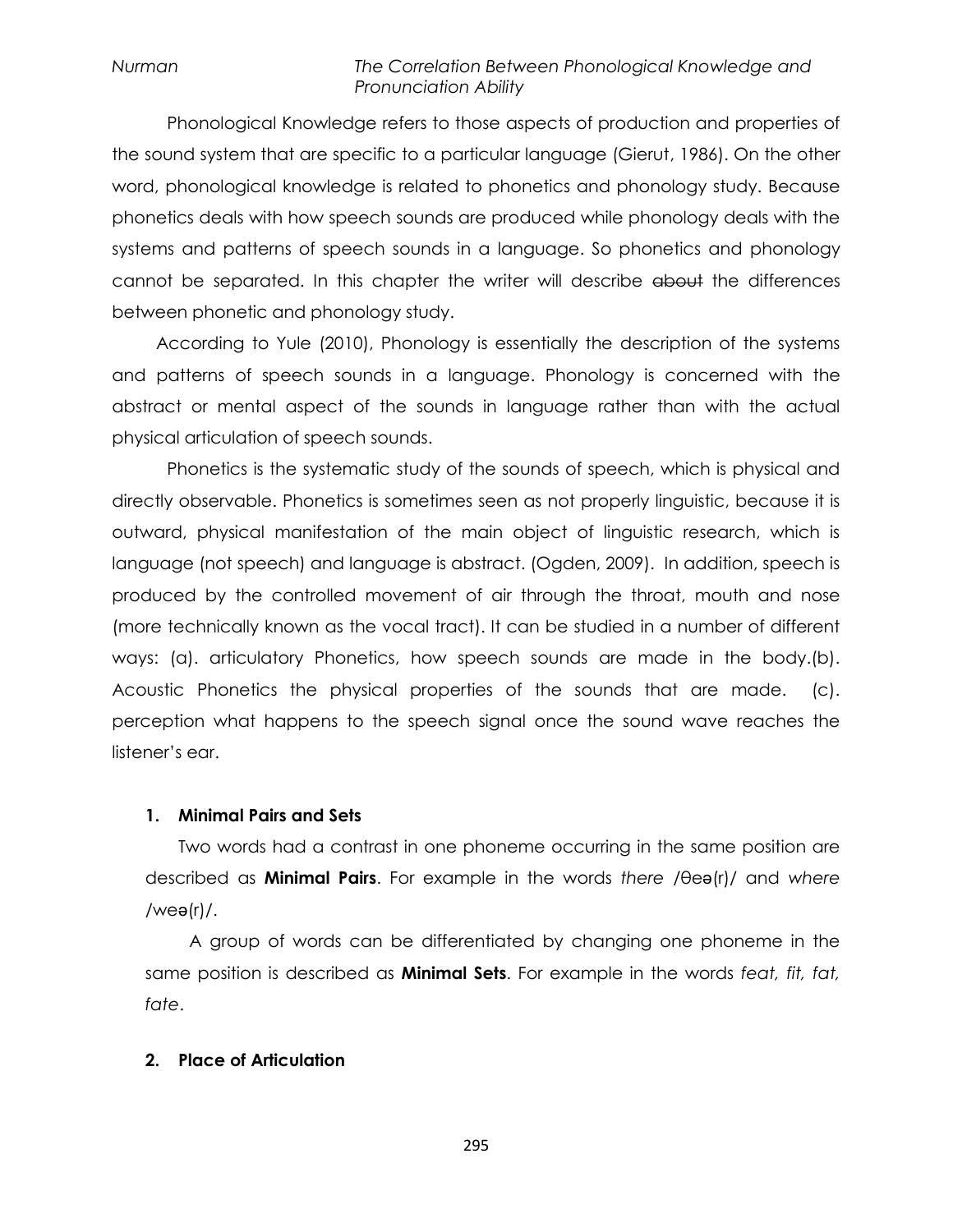Phonological Knowledge refers to those aspects of production and properties of the sound system that are specific to a particular language (Gierut, 1986). On the other word, phonological knowledge is related to phonetics and phonology study. Because phonetics deals with how speech sounds are produced while phonology deals with the systems and patterns of speech sounds in a language. So phonetics and phonology cannot be separated. In this chapter the writer will describe ~~about~~ the differences between phonetic and phonology study.

According to Yule (2010), Phonology is essentially the description of the systems and patterns of speech sounds in a language. Phonology is concerned with the abstract or mental aspect of the sounds in language rather than with the actual physical articulation of speech sounds.

Phonetics is the systematic study of the sounds of speech, which is physical and directly observable. Phonetics is sometimes seen as not properly linguistic, because it is outward, physical manifestation of the main object of linguistic research, which is language (not speech) and language is abstract. (Ogden, 2009). In addition, speech is produced by the controlled movement of air through the throat, mouth and nose (more technically known as the vocal tract). It can be studied in a number of different ways: (a). articulatory Phonetics, how speech sounds are made in the body.(b). Acoustic Phonetics the physical properties of the sounds that are made. (c). perception what happens to the speech signal once the sound wave reaches the listener's ear.

### 1. Minimal Pairs and Sets

Two words had a contrast in one phoneme occurring in the same position are described as **Minimal Pairs**. For example in the words *there* /θeə(r)/ and *where* /weə(r)/.

A group of words can be differentiated by changing one phoneme in the same position is described as **Minimal Sets**. For example in the words *feat, fit, fat, fate*.

### 2. Place of Articulation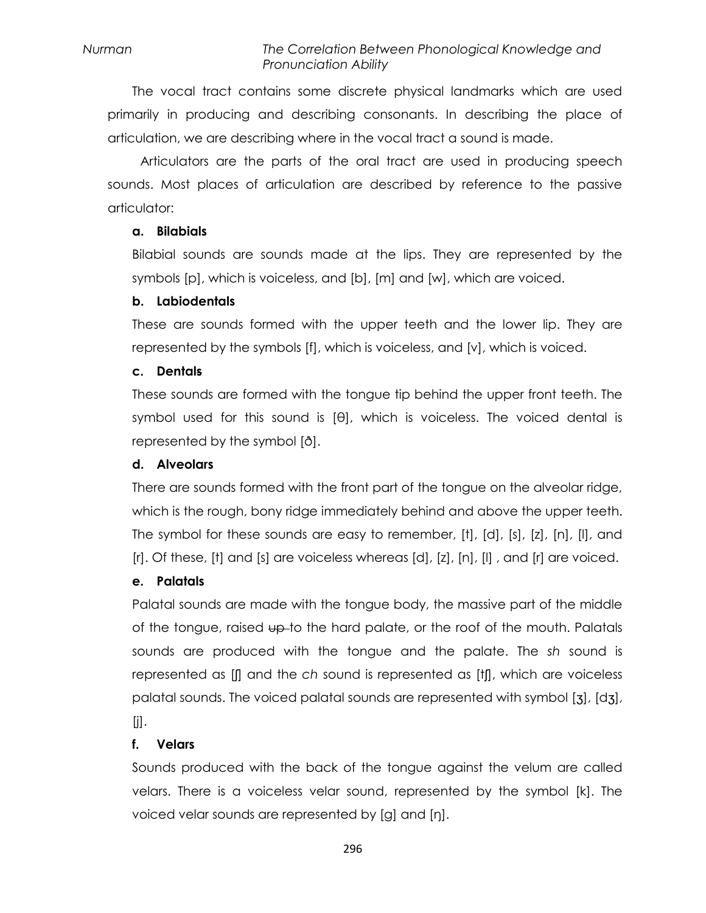The vocal tract contains some discrete physical landmarks which are used primarily in producing and describing consonants. In describing the place of articulation, we are describing where in the vocal tract a sound is made.

Articulators are the parts of the oral tract are used in producing speech sounds. Most places of articulation are described by reference to the passive articulator:

**a. Bilabials**

Bilabial sounds are sounds made at the lips. They are represented by the symbols [p], which is voiceless, and [b], [m] and [w], which are voiced.

**b. Labiodentals**

These are sounds formed with the upper teeth and the lower lip. They are represented by the symbols [f], which is voiceless, and [v], which is voiced.

**c. Dentals**

These sounds are formed with the tongue tip behind the upper front teeth. The symbol used for this sound is [θ], which is voiceless. The voiced dental is represented by the symbol [ð].

**d. Alveolars**

There are sounds formed with the front part of the tongue on the alveolar ridge, which is the rough, bony ridge immediately behind and above the upper teeth. The symbol for these sounds are easy to remember, [t], [d], [s], [z], [n], [l], and [r]. Of these, [t] and [s] are voiceless whereas [d], [z], [n], [l] , and [r] are voiced.

**e. Palatals**

Palatal sounds are made with the tongue body, the massive part of the middle of the tongue, raised ~~up~~ to the hard palate, or the roof of the mouth. Palatals sounds are produced with the tongue and the palate. The *sh* sound is represented as [ʃ] and the *ch* sound is represented as [tʃ], which are voiceless palatal sounds. The voiced palatal sounds are represented with symbol [ʒ], [dʒ], [j].

**f. Velars**

Sounds produced with the back of the tongue against the velum are called velars. There is a voiceless velar sound, represented by the symbol [k]. The voiced velar sounds are represented by [g] and [ŋ].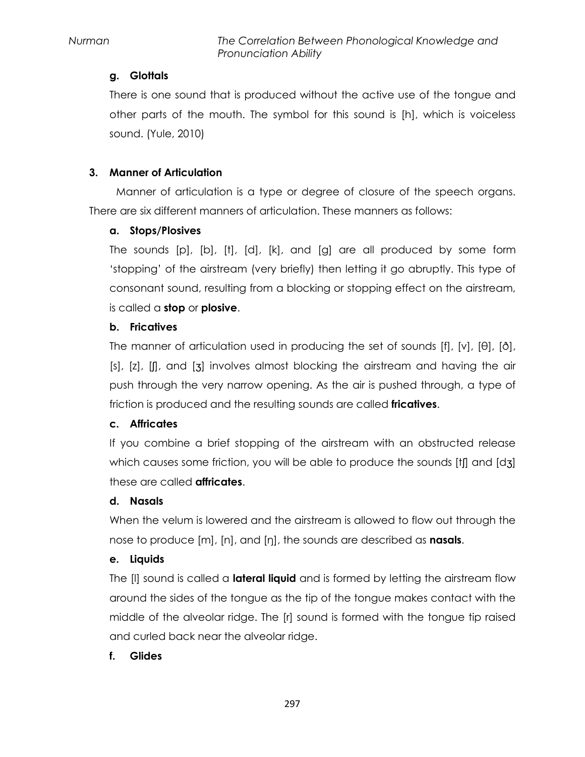**g. Glottals**

There is one sound that is produced without the active use of the tongue and other parts of the mouth. The symbol for this sound is [h], which is voiceless sound. (Yule, 2010)

**3. Manner of Articulation**

Manner of articulation is a type or degree of closure of the speech organs. There are six different manners of articulation. These manners as follows:

**a. Stops/Plosives**

The sounds [p], [b], [t], [d], [k], and [g] are all produced by some form 'stopping' of the airstream (very briefly) then letting it go abruptly. This type of consonant sound, resulting from a blocking or stopping effect on the airstream, is called a **stop** or **plosive**.

**b. Fricatives**

The manner of articulation used in producing the set of sounds [f], [v], [θ], [ð], [s], [z], [ʃ], and [ʒ] involves almost blocking the airstream and having the air push through the very narrow opening. As the air is pushed through, a type of friction is produced and the resulting sounds are called **fricatives**.

**c. Affricates**

If you combine a brief stopping of the airstream with an obstructed release which causes some friction, you will be able to produce the sounds [tʃ] and [dʒ] these are called **affricates**.

**d. Nasals**

When the velum is lowered and the airstream is allowed to flow out through the nose to produce [m], [n], and [ŋ], the sounds are described as **nasals**.

**e. Liquids**

The [l] sound is called a **lateral liquid** and is formed by letting the airstream flow around the sides of the tongue as the tip of the tongue makes contact with the middle of the alveolar ridge. The [r] sound is formed with the tongue tip raised and curled back near the alveolar ridge.

**f. Glides**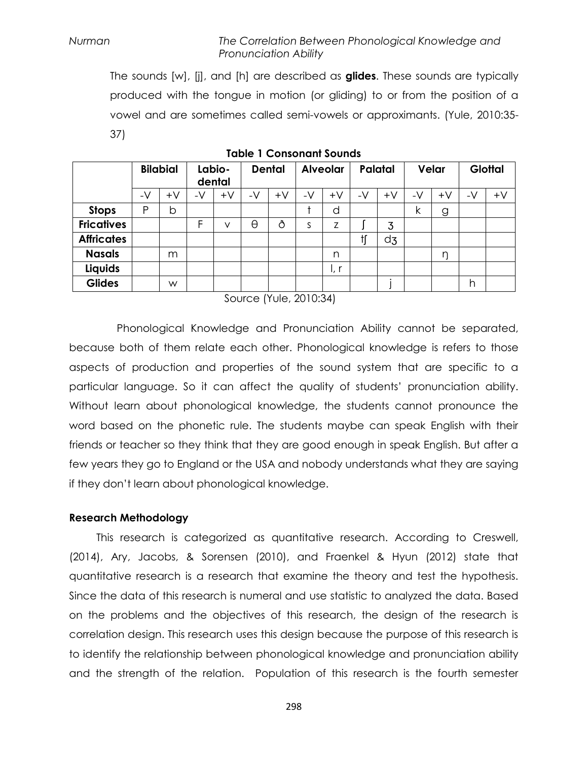The sounds [w], [j], and [h] are described as **glides**. These sounds are typically produced with the tongue in motion (or gliding) to or from the position of a vowel and are sometimes called semi-vowels or approximants. (Yule, 2010:35-37)

**Table 1 Consonant Sounds**

| | Bilabial | | Labio-dental | | Dental | | Alveolar | | Palatal | | Velar | | Glottal | |
|---|---|---|---|---|---|---|---|---|---|---|---|---|---|---|
| | -V | +V | -V | +V | -V | +V | -V | +V | -V | +V | -V | +V | -V | +V |
| **Stops** | P | b | | | | | t | d | | | k | g | | |
| **Fricatives** | | | F | v | θ | ð | s | z | ʃ | ʒ | | | | |
| **Affricates** | | | | | | | | | tʃ | dʒ | | | | |
| **Nasals** | | m | | | | | | n | | | | ŋ | | |
| **Liquids** | | | | | | | | l, r | | | | | | |
| **Glides** | | w | | | | | | | | j | | | h | |

Source (Yule, 2010:34)

Phonological Knowledge and Pronunciation Ability cannot be separated, because both of them relate each other. Phonological knowledge is refers to those aspects of production and properties of the sound system that are specific to a particular language. So it can affect the quality of students' pronunciation ability. Without learn about phonological knowledge, the students cannot pronounce the word based on the phonetic rule. The students maybe can speak English with their friends or teacher so they think that they are good enough in speak English. But after a few years they go to England or the USA and nobody understands what they are saying if they don't learn about phonological knowledge.

## Research Methodology

This research is categorized as quantitative research. According to Creswell, (2014), Ary, Jacobs, & Sorensen (2010), and Fraenkel & Hyun (2012) state that quantitative research is a research that examine the theory and test the hypothesis. Since the data of this research is numeral and use statistic to analyzed the data. Based on the problems and the objectives of this research, the design of the research is correlation design. This research uses this design because the purpose of this research is to identify the relationship between phonological knowledge and pronunciation ability and the strength of the relation. Population of this research is the fourth semester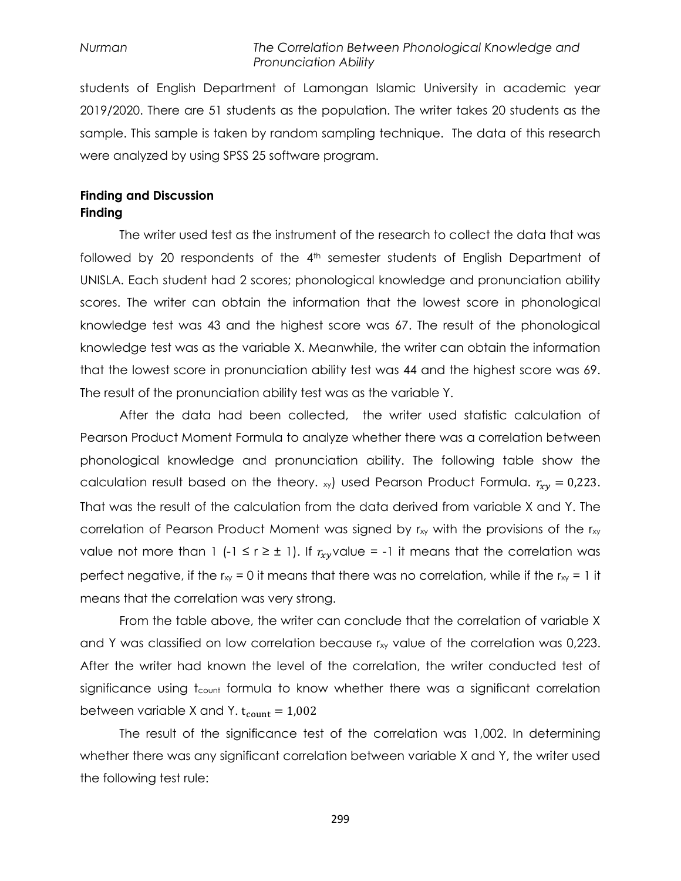students of English Department of Lamongan Islamic University in academic year 2019/2020. There are 51 students as the population. The writer takes 20 students as the sample. This sample is taken by random sampling technique. The data of this research were analyzed by using SPSS 25 software program.

## Finding and Discussion

### Finding

The writer used test as the instrument of the research to collect the data that was followed by 20 respondents of the 4th semester students of English Department of UNISLA. Each student had 2 scores; phonological knowledge and pronunciation ability scores. The writer can obtain the information that the lowest score in phonological knowledge test was 43 and the highest score was 67. The result of the phonological knowledge test was as the variable X. Meanwhile, the writer can obtain the information that the lowest score in pronunciation ability test was 44 and the highest score was 69. The result of the pronunciation ability test was as the variable Y.

After the data had been collected, the writer used statistic calculation of Pearson Product Moment Formula to analyze whether there was a correlation between phonological knowledge and pronunciation ability. The following table show the calculation result based on the theory. $_{xy}$) used Pearson Product Formula. $r_{xy} = 0{,}223$. That was the result of the calculation from the data derived from variable X and Y. The correlation of Pearson Product Moment was signed by $r_{xy}$ with the provisions of the $r_{xy}$ value not more than 1 ($-1 \leq r \geq \pm 1$). If $r_{xy}$ value = -1 it means that the correlation was perfect negative, if the $r_{xy} = 0$ it means that there was no correlation, while if the $r_{xy} = 1$ it means that the correlation was very strong.

From the table above, the writer can conclude that the correlation of variable X and Y was classified on low correlation because $r_{xy}$ value of the correlation was 0,223. After the writer had known the level of the correlation, the writer conducted test of significance using $t_{count}$ formula to know whether there was a significant correlation between variable X and Y. $t_{count} = 1{,}002$

The result of the significance test of the correlation was 1,002. In determining whether there was any significant correlation between variable X and Y, the writer used the following test rule: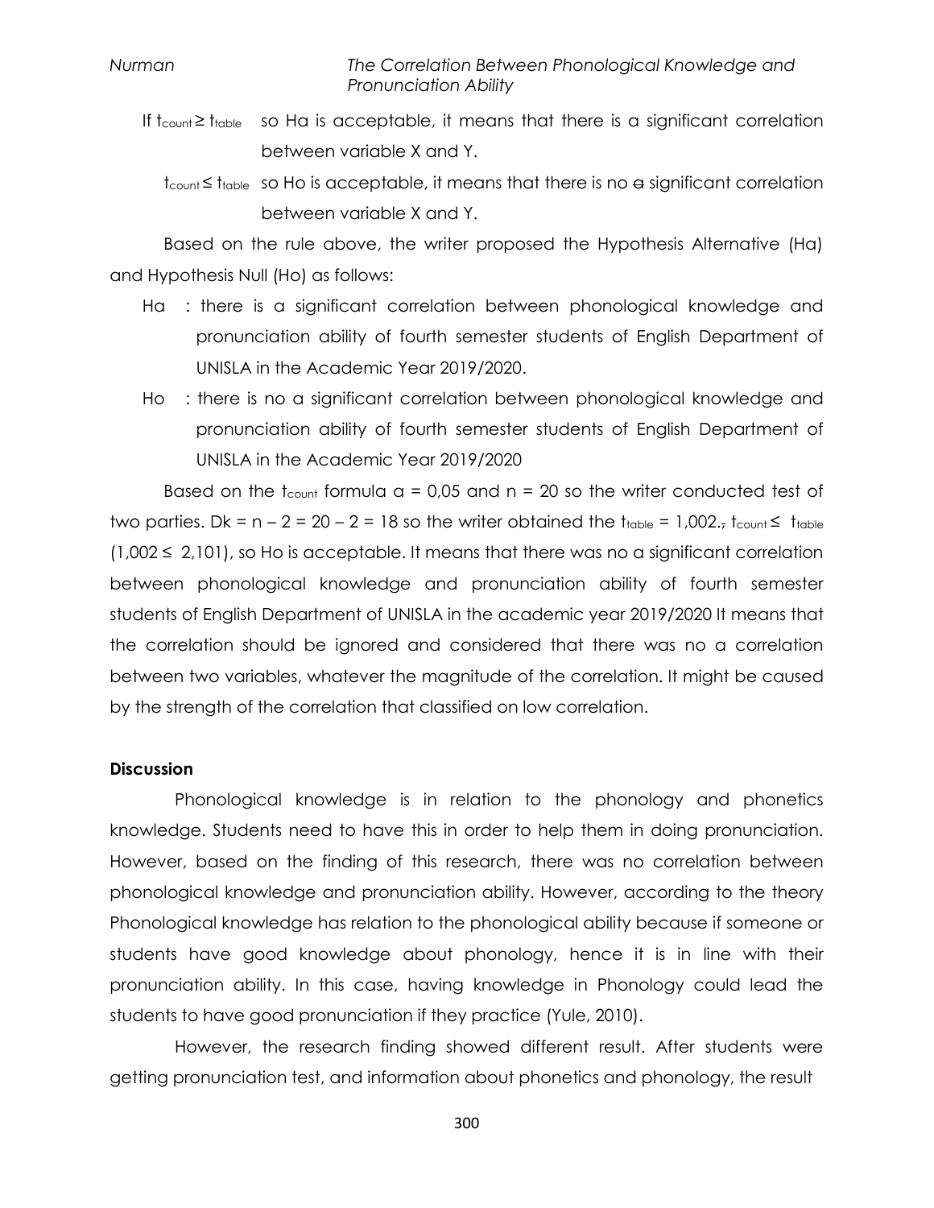If $t_{count} \geq t_{table}$ so Ha is acceptable, it means that there is a significant correlation between variable X and Y.

$t_{count} \leq t_{table}$ so Ho is acceptable, it means that there is no a significant correlation between variable X and Y.

Based on the rule above, the writer proposed the Hypothesis Alternative (Ha) and Hypothesis Null (Ho) as follows:

Ha : there is a significant correlation between phonological knowledge and pronunciation ability of fourth semester students of English Department of UNISLA in the Academic Year 2019/2020.

Ho : there is no a significant correlation between phonological knowledge and pronunciation ability of fourth semester students of English Department of UNISLA in the Academic Year 2019/2020

Based on the $t_{count}$ formula α = 0,05 and n = 20 so the writer conducted test of two parties. Dk = n – 2 = 20 – 2 = 18 so the writer obtained the $t_{table}$ = 1,002., $t_{count} \leq t_{table}$ (1,002 ≤ 2,101), so Ho is acceptable. It means that there was no a significant correlation between phonological knowledge and pronunciation ability of fourth semester students of English Department of UNISLA in the academic year 2019/2020 It means that the correlation should be ignored and considered that there was no a correlation between two variables, whatever the magnitude of the correlation. It might be caused by the strength of the correlation that classified on low correlation.

**Discussion**

Phonological knowledge is in relation to the phonology and phonetics knowledge. Students need to have this in order to help them in doing pronunciation. However, based on the finding of this research, there was no correlation between phonological knowledge and pronunciation ability. However, according to the theory Phonological knowledge has relation to the phonological ability because if someone or students have good knowledge about phonology, hence it is in line with their pronunciation ability. In this case, having knowledge in Phonology could lead the students to have good pronunciation if they practice (Yule, 2010).

However, the research finding showed different result. After students were getting pronunciation test, and information about phonetics and phonology, the result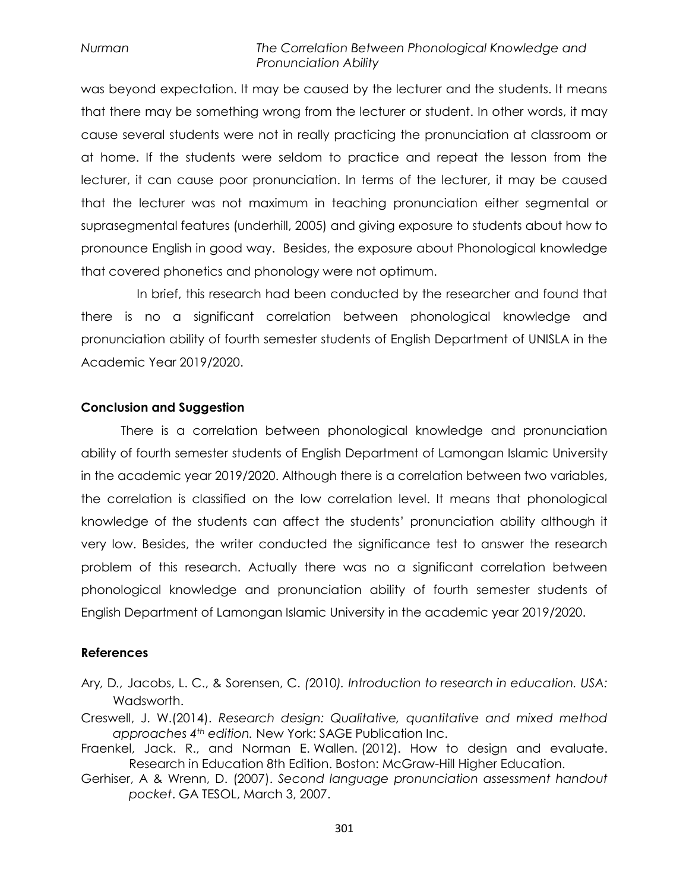was beyond expectation. It may be caused by the lecturer and the students. It means that there may be something wrong from the lecturer or student. In other words, it may cause several students were not in really practicing the pronunciation at classroom or at home. If the students were seldom to practice and repeat the lesson from the lecturer, it can cause poor pronunciation. In terms of the lecturer, it may be caused that the lecturer was not maximum in teaching pronunciation either segmental or suprasegmental features (underhill, 2005) and giving exposure to students about how to pronounce English in good way. Besides, the exposure about Phonological knowledge that covered phonetics and phonology were not optimum.

In brief, this research had been conducted by the researcher and found that there is no a significant correlation between phonological knowledge and pronunciation ability of fourth semester students of English Department of UNISLA in the Academic Year 2019/2020.

## Conclusion and Suggestion

There is a correlation between phonological knowledge and pronunciation ability of fourth semester students of English Department of Lamongan Islamic University in the academic year 2019/2020. Although there is a correlation between two variables, the correlation is classified on the low correlation level. It means that phonological knowledge of the students can affect the students' pronunciation ability although it very low. Besides, the writer conducted the significance test to answer the research problem of this research. Actually there was no a significant correlation between phonological knowledge and pronunciation ability of fourth semester students of English Department of Lamongan Islamic University in the academic year 2019/2020.

## References

Ary, D., Jacobs, L. C., & Sorensen, C. *(2010). Introduction to research in education. USA:* Wadsworth.

Creswell, J. W.(2014). *Research design: Qualitative, quantitative and mixed method approaches 4th edition.* New York: SAGE Publication Inc.

Fraenkel, Jack. R., and Norman E. Wallen. (2012). How to design and evaluate. Research in Education 8th Edition. Boston: McGraw-Hill Higher Education.

Gerhiser, A & Wrenn, D. (2007). *Second language pronunciation assessment handout pocket*. GA TESOL, March 3, 2007.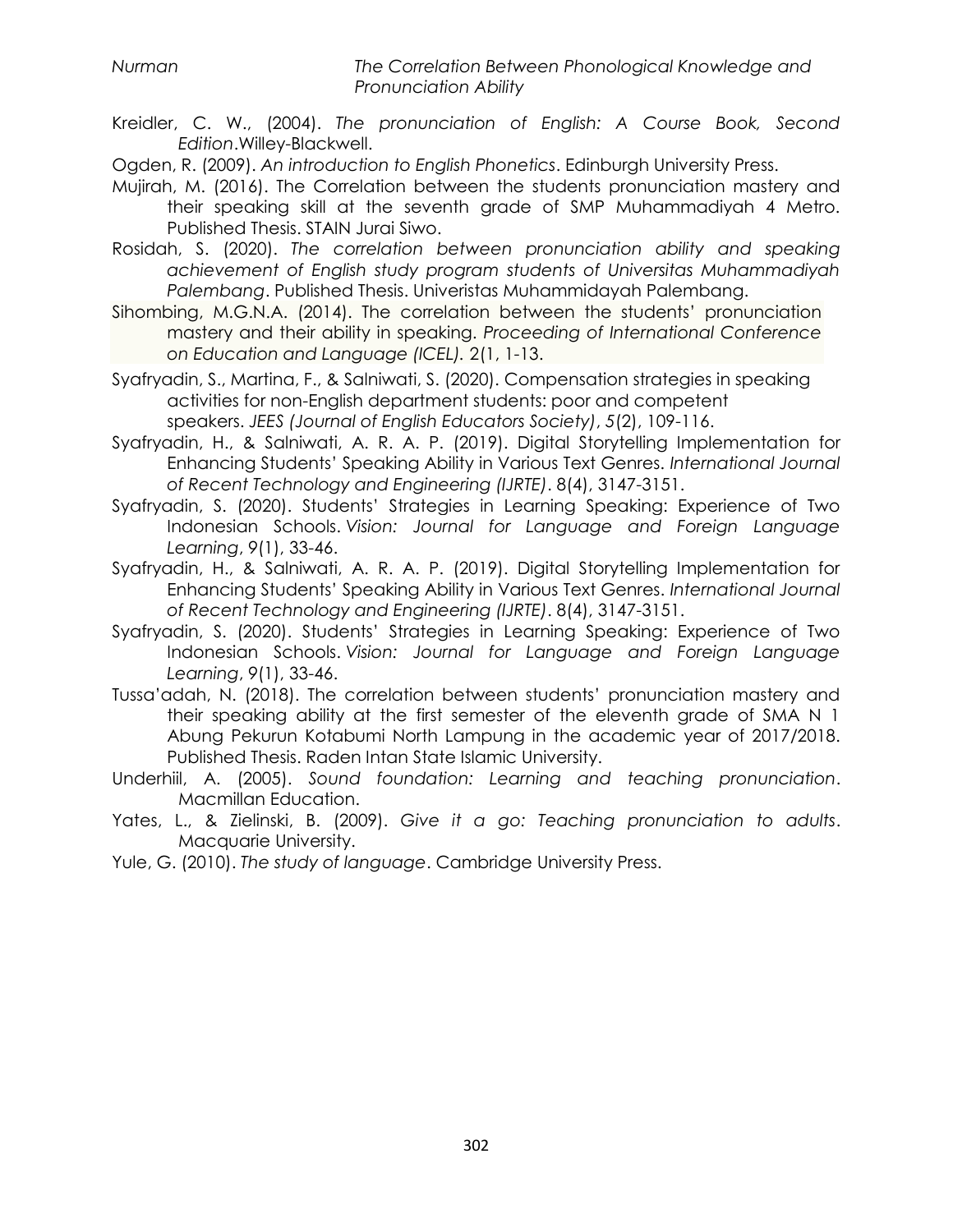Kreidler, C. W., (2004). *The pronunciation of English: A Course Book, Second Edition*.Willey-Blackwell.

Ogden, R. (2009). *An introduction to English Phonetics*. Edinburgh University Press.

Mujirah, M. (2016). The Correlation between the students pronunciation mastery and their speaking skill at the seventh grade of SMP Muhammadiyah 4 Metro. Published Thesis. STAIN Jurai Siwo.

Rosidah, S. (2020). *The correlation between pronunciation ability and speaking achievement of English study program students of Universitas Muhammadiyah Palembang*. Published Thesis. Univeristas Muhammidayah Palembang.

Sihombing, M.G.N.A. (2014). The correlation between the students' pronunciation mastery and their ability in speaking. *Proceeding of International Conference on Education and Language (ICEL).* 2(1, 1-13.

Syafryadin, S., Martina, F., & Salniwati, S. (2020). Compensation strategies in speaking activities for non-English department students: poor and competent speakers. *JEES (Journal of English Educators Society)*, *5*(2), 109-116.

Syafryadin, H., & Salniwati, A. R. A. P. (2019). Digital Storytelling Implementation for Enhancing Students' Speaking Ability in Various Text Genres. *International Journal of Recent Technology and Engineering (IJRTE)*. 8(4), 3147-3151.

Syafryadin, S. (2020). Students' Strategies in Learning Speaking: Experience of Two Indonesian Schools. *Vision: Journal for Language and Foreign Language Learning*, 9(1), 33-46.

Syafryadin, H., & Salniwati, A. R. A. P. (2019). Digital Storytelling Implementation for Enhancing Students' Speaking Ability in Various Text Genres. *International Journal of Recent Technology and Engineering (IJRTE)*. 8(4), 3147-3151.

Syafryadin, S. (2020). Students' Strategies in Learning Speaking: Experience of Two Indonesian Schools. *Vision: Journal for Language and Foreign Language Learning*, 9(1), 33-46.

Tussa'adah, N. (2018). The correlation between students' pronunciation mastery and their speaking ability at the first semester of the eleventh grade of SMA N 1 Abung Pekurun Kotabumi North Lampung in the academic year of 2017/2018. Published Thesis. Raden Intan State Islamic University.

Underhiil, A. (2005). *Sound foundation: Learning and teaching pronunciation*. Macmillan Education.

Yates, L., & Zielinski, B. (2009). *Give it a go: Teaching pronunciation to adults*. Macquarie University.

Yule, G. (2010). *The study of language*. Cambridge University Press.